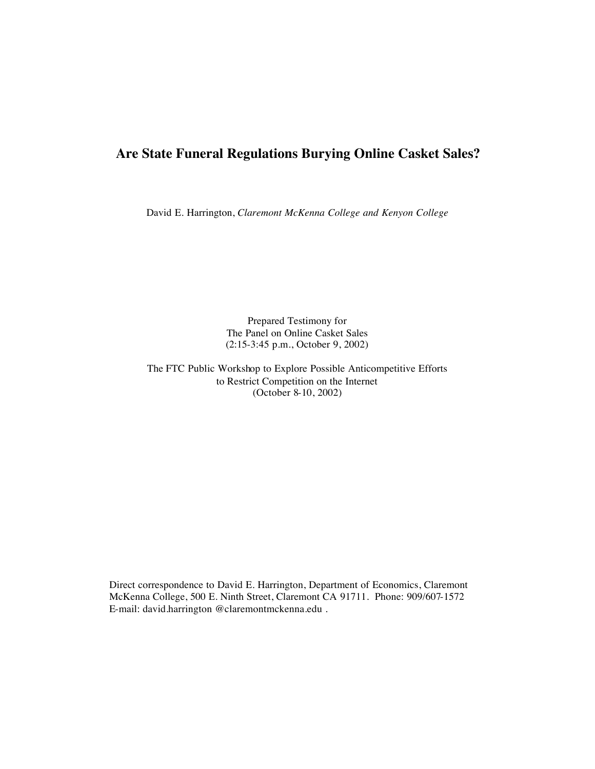# Are State Funeral Regulations Burying Online Casket Sales?

David E. Harrington, *Claremont McKenna College and Kenyon College*

Prepared Testimony for
The Panel on Online Casket Sales
(2:15-3:45 p.m., October 9, 2002)

The FTC Public Workshop to Explore Possible Anticompetitive Efforts
to Restrict Competition on the Internet
(October 8-10, 2002)

Direct correspondence to David E. Harrington, Department of Economics, Claremont McKenna College, 500 E. Ninth Street, Claremont CA 91711. Phone: 909/607-1572
E-mail: david.harrington @claremontmckenna.edu .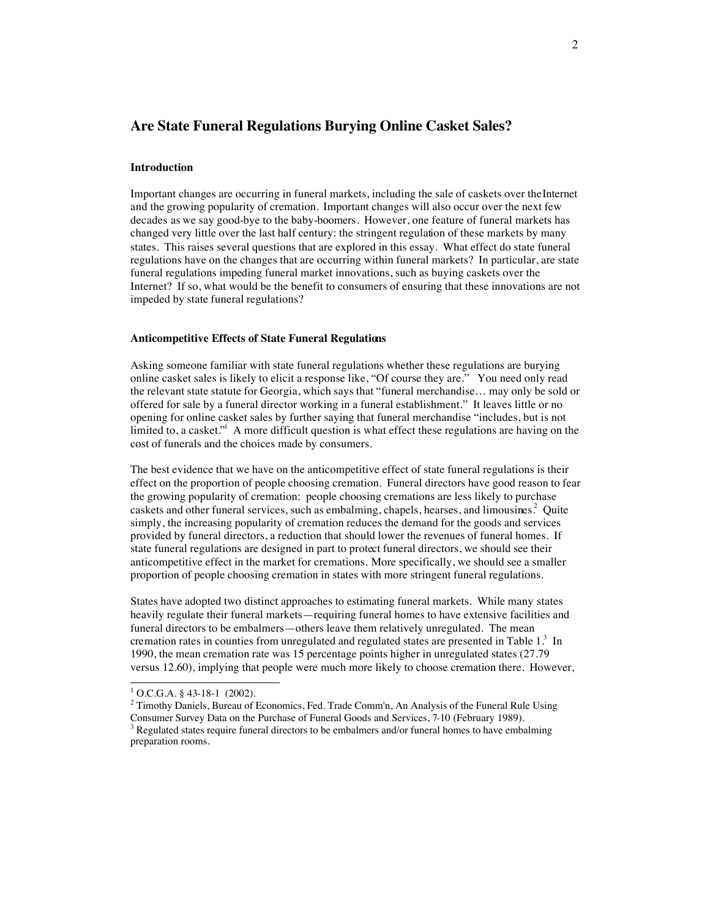## Are State Funeral Regulations Burying Online Casket Sales?

### Introduction

Important changes are occurring in funeral markets, including the sale of caskets over the Internet and the growing popularity of cremation. Important changes will also occur over the next few decades as we say good-bye to the baby-boomers. However, one feature of funeral markets has changed very little over the last half century: the stringent regulation of these markets by many states. This raises several questions that are explored in this essay. What effect do state funeral regulations have on the changes that are occurring within funeral markets? In particular, are state funeral regulations impeding funeral market innovations, such as buying caskets over the Internet? If so, what would be the benefit to consumers of ensuring that these innovations are not impeded by state funeral regulations?

### Anticompetitive Effects of State Funeral Regulations

Asking someone familiar with state funeral regulations whether these regulations are burying online casket sales is likely to elicit a response like, "Of course they are." You need only read the relevant state statute for Georgia, which says that "funeral merchandise… may only be sold or offered for sale by a funeral director working in a funeral establishment." It leaves little or no opening for online casket sales by further saying that funeral merchandise "includes, but is not limited to, a casket."[1] A more difficult question is what effect these regulations are having on the cost of funerals and the choices made by consumers.

The best evidence that we have on the anticompetitive effect of state funeral regulations is their effect on the proportion of people choosing cremation. Funeral directors have good reason to fear the growing popularity of cremation: people choosing cremations are less likely to purchase caskets and other funeral services, such as embalming, chapels, hearses, and limousines.[2] Quite simply, the increasing popularity of cremation reduces the demand for the goods and services provided by funeral directors, a reduction that should lower the revenues of funeral homes. If state funeral regulations are designed in part to protect funeral directors, we should see their anticompetitive effect in the market for cremations. More specifically, we should see a smaller proportion of people choosing cremation in states with more stringent funeral regulations.

States have adopted two distinct approaches to estimating funeral markets. While many states heavily regulate their funeral markets—requiring funeral homes to have extensive facilities and funeral directors to be embalmers—others leave them relatively unregulated. The mean cremation rates in counties from unregulated and regulated states are presented in Table 1.[3] In 1990, the mean cremation rate was 15 percentage points higher in unregulated states (27.79 versus 12.60), implying that people were much more likely to choose cremation there. However,

---

[1] O.C.G.A. § 43-18-1 (2002).

[2] Timothy Daniels, Bureau of Economics, Fed. Trade Comm'n, An Analysis of the Funeral Rule Using Consumer Survey Data on the Purchase of Funeral Goods and Services, 7-10 (February 1989).

[3] Regulated states require funeral directors to be embalmers and/or funeral homes to have embalming preparation rooms.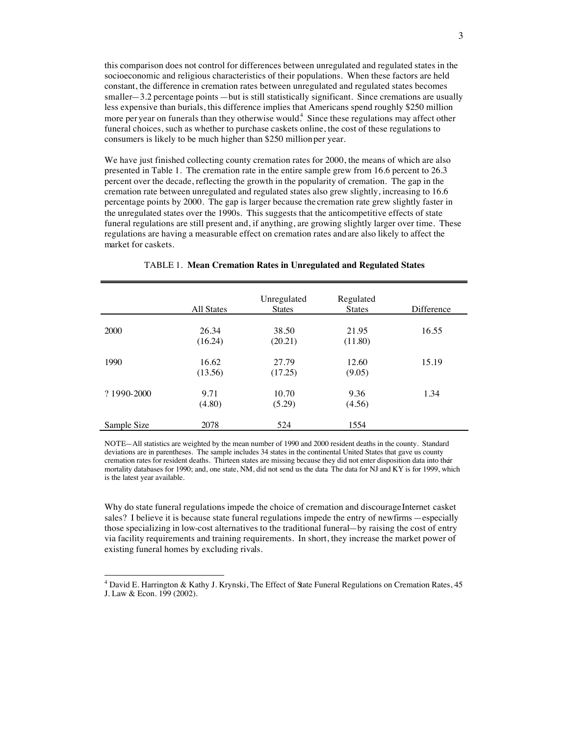this comparison does not control for differences between unregulated and regulated states in the socioeconomic and religious characteristics of their populations. When these factors are held constant, the difference in cremation rates between unregulated and regulated states becomes smaller—3.2 percentage points—but is still statistically significant. Since cremations are usually less expensive than burials, this difference implies that Americans spend roughly $250 million more per year on funerals than they otherwise would.[4] Since these regulations may affect other funeral choices, such as whether to purchase caskets online, the cost of these regulations to consumers is likely to be much higher than $250 million per year.

We have just finished collecting county cremation rates for 2000, the means of which are also presented in Table 1. The cremation rate in the entire sample grew from 16.6 percent to 26.3 percent over the decade, reflecting the growth in the popularity of cremation. The gap in the cremation rate between unregulated and regulated states also grew slightly, increasing to 16.6 percentage points by 2000. The gap is larger because the cremation rate grew slightly faster in the unregulated states over the 1990s. This suggests that the anticompetitive effects of state funeral regulations are still present and, if anything, are growing slightly larger over time. These regulations are having a measurable effect on cremation rates and are also likely to affect the market for caskets.

TABLE 1. **Mean Cremation Rates in Unregulated and Regulated States**

| | All States | Unregulated States | Regulated States | Difference |
|---|---|---|---|---|
| 2000 | 26.34<br>(16.24) | 38.50<br>(20.21) | 21.95<br>(11.80) | 16.55 |
| 1990 | 16.62<br>(13.56) | 27.79<br>(17.25) | 12.60<br>(9.05) | 15.19 |
| ? 1990-2000 | 9.71<br>(4.80) | 10.70<br>(5.29) | 9.36<br>(4.56) | 1.34 |
| Sample Size | 2078 | 524 | 1554 | |

NOTE—All statistics are weighted by the mean number of 1990 and 2000 resident deaths in the county. Standard deviations are in parentheses. The sample includes 34 states in the continental United States that gave us county cremation rates for resident deaths. Thirteen states are missing because they did not enter disposition data into their mortality databases for 1990; and, one state, NM, did not send us the data The data for NJ and KY is for 1999, which is the latest year available.

Why do state funeral regulations impede the choice of cremation and discourage Internet casket sales? I believe it is because state funeral regulations impede the entry of new firms—especially those specializing in low-cost alternatives to the traditional funeral—by raising the cost of entry via facility requirements and training requirements. In short, they increase the market power of existing funeral homes by excluding rivals.

[4] David E. Harrington & Kathy J. Krynski, The Effect of State Funeral Regulations on Cremation Rates, 45 J. Law & Econ. 199 (2002).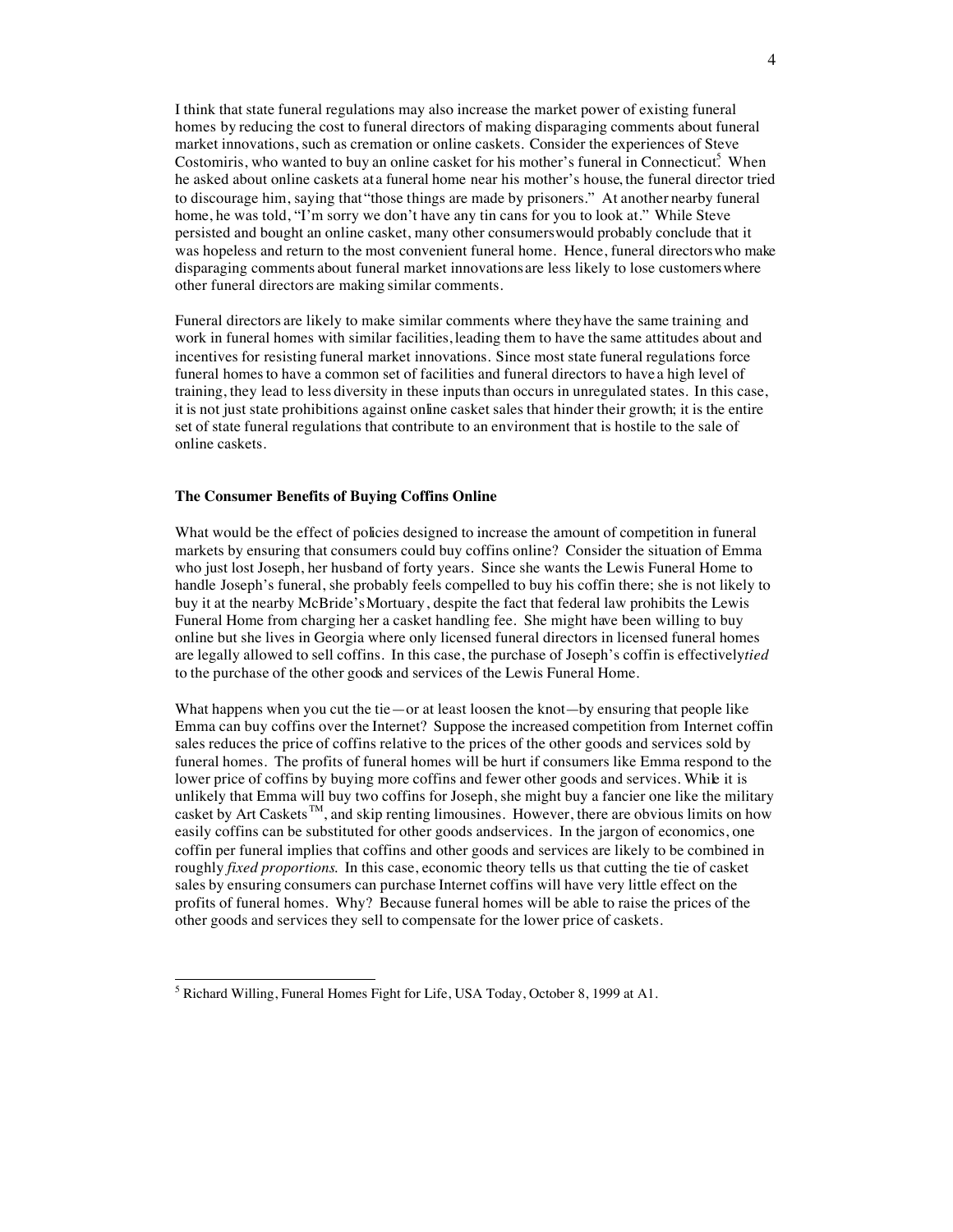I think that state funeral regulations may also increase the market power of existing funeral homes by reducing the cost to funeral directors of making disparaging comments about funeral market innovations, such as cremation or online caskets. Consider the experiences of Steve Costomiris, who wanted to buy an online casket for his mother's funeral in Connecticut.[5] When he asked about online caskets at a funeral home near his mother's house, the funeral director tried to discourage him, saying that "those things are made by prisoners." At another nearby funeral home, he was told, "I'm sorry we don't have any tin cans for you to look at." While Steve persisted and bought an online casket, many other consumers would probably conclude that it was hopeless and return to the most convenient funeral home. Hence, funeral directors who make disparaging comments about funeral market innovations are less likely to lose customers where other funeral directors are making similar comments.

Funeral directors are likely to make similar comments where they have the same training and work in funeral homes with similar facilities, leading them to have the same attitudes about and incentives for resisting funeral market innovations. Since most state funeral regulations force funeral homes to have a common set of facilities and funeral directors to have a high level of training, they lead to less diversity in these inputs than occurs in unregulated states. In this case, it is not just state prohibitions against online casket sales that hinder their growth; it is the entire set of state funeral regulations that contribute to an environment that is hostile to the sale of online caskets.

**The Consumer Benefits of Buying Coffins Online**

What would be the effect of policies designed to increase the amount of competition in funeral markets by ensuring that consumers could buy coffins online? Consider the situation of Emma who just lost Joseph, her husband of forty years. Since she wants the Lewis Funeral Home to handle Joseph's funeral, she probably feels compelled to buy his coffin there; she is not likely to buy it at the nearby McBride's Mortuary, despite the fact that federal law prohibits the Lewis Funeral Home from charging her a casket handling fee. She might have been willing to buy online but she lives in Georgia where only licensed funeral directors in licensed funeral homes are legally allowed to sell coffins. In this case, the purchase of Joseph's coffin is effectively *tied* to the purchase of the other goods and services of the Lewis Funeral Home.

What happens when you cut the tie—or at least loosen the knot—by ensuring that people like Emma can buy coffins over the Internet? Suppose the increased competition from Internet coffin sales reduces the price of coffins relative to the prices of the other goods and services sold by funeral homes. The profits of funeral homes will be hurt if consumers like Emma respond to the lower price of coffins by buying more coffins and fewer other goods and services. While it is unlikely that Emma will buy two coffins for Joseph, she might buy a fancier one like the military casket by Art Caskets™, and skip renting limousines. However, there are obvious limits on how easily coffins can be substituted for other goods and services. In the jargon of economics, one coffin per funeral implies that coffins and other goods and services are likely to be combined in roughly *fixed proportions*. In this case, economic theory tells us that cutting the tie of casket sales by ensuring consumers can purchase Internet coffins will have very little effect on the profits of funeral homes. Why? Because funeral homes will be able to raise the prices of the other goods and services they sell to compensate for the lower price of caskets.

---

[5] Richard Willing, Funeral Homes Fight for Life, USA Today, October 8, 1999 at A1.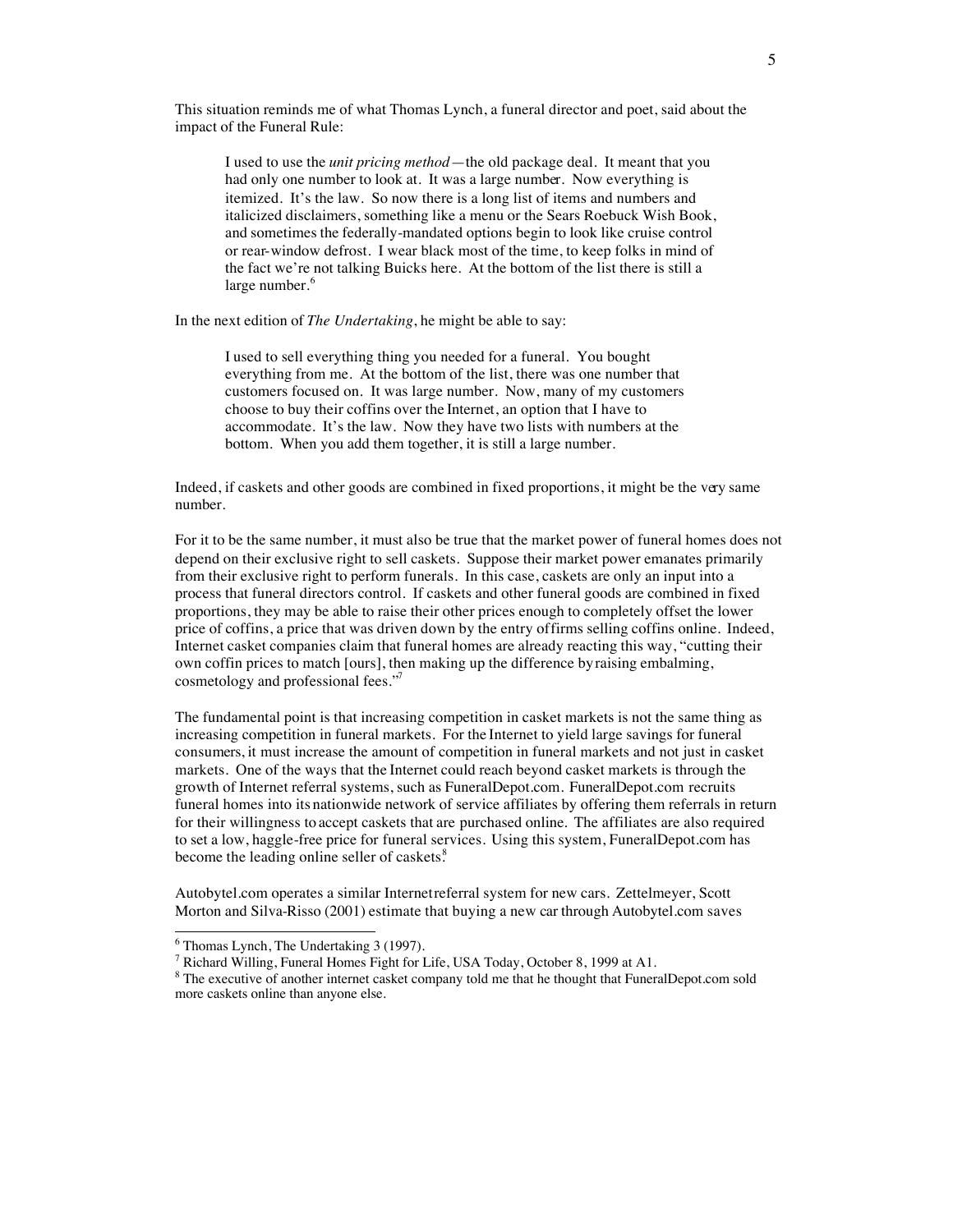This situation reminds me of what Thomas Lynch, a funeral director and poet, said about the impact of the Funeral Rule:

> I used to use the *unit pricing method*—the old package deal. It meant that you had only one number to look at. It was a large number. Now everything is itemized. It's the law. So now there is a long list of items and numbers and italicized disclaimers, something like a menu or the Sears Roebuck Wish Book, and sometimes the federally-mandated options begin to look like cruise control or rear-window defrost. I wear black most of the time, to keep folks in mind of the fact we're not talking Buicks here. At the bottom of the list there is still a large number.[6]

In the next edition of *The Undertaking*, he might be able to say:

> I used to sell everything thing you needed for a funeral. You bought everything from me. At the bottom of the list, there was one number that customers focused on. It was large number. Now, many of my customers choose to buy their coffins over the Internet, an option that I have to accommodate. It's the law. Now they have two lists with numbers at the bottom. When you add them together, it is still a large number.

Indeed, if caskets and other goods are combined in fixed proportions, it might be the very same number.

For it to be the same number, it must also be true that the market power of funeral homes does not depend on their exclusive right to sell caskets. Suppose their market power emanates primarily from their exclusive right to perform funerals. In this case, caskets are only an input into a process that funeral directors control. If caskets and other funeral goods are combined in fixed proportions, they may be able to raise their other prices enough to completely offset the lower price of coffins, a price that was driven down by the entry of firms selling coffins online. Indeed, Internet casket companies claim that funeral homes are already reacting this way, "cutting their own coffin prices to match [ours], then making up the difference by raising embalming, cosmetology and professional fees."[7]

The fundamental point is that increasing competition in casket markets is not the same thing as increasing competition in funeral markets. For the Internet to yield large savings for funeral consumers, it must increase the amount of competition in funeral markets and not just in casket markets. One of the ways that the Internet could reach beyond casket markets is through the growth of Internet referral systems, such as FuneralDepot.com. FuneralDepot.com recruits funeral homes into its nationwide network of service affiliates by offering them referrals in return for their willingness to accept caskets that are purchased online. The affiliates are also required to set a low, haggle-free price for funeral services. Using this system, FuneralDepot.com has become the leading online seller of caskets.[8]

Autobytel.com operates a similar Internet referral system for new cars. Zettelmeyer, Scott Morton and Silva-Risso (2001) estimate that buying a new car through Autobytel.com saves

---

[6] Thomas Lynch, The Undertaking 3 (1997).

[7] Richard Willing, Funeral Homes Fight for Life, USA Today, October 8, 1999 at A1.

[8] The executive of another internet casket company told me that he thought that FuneralDepot.com sold more caskets online than anyone else.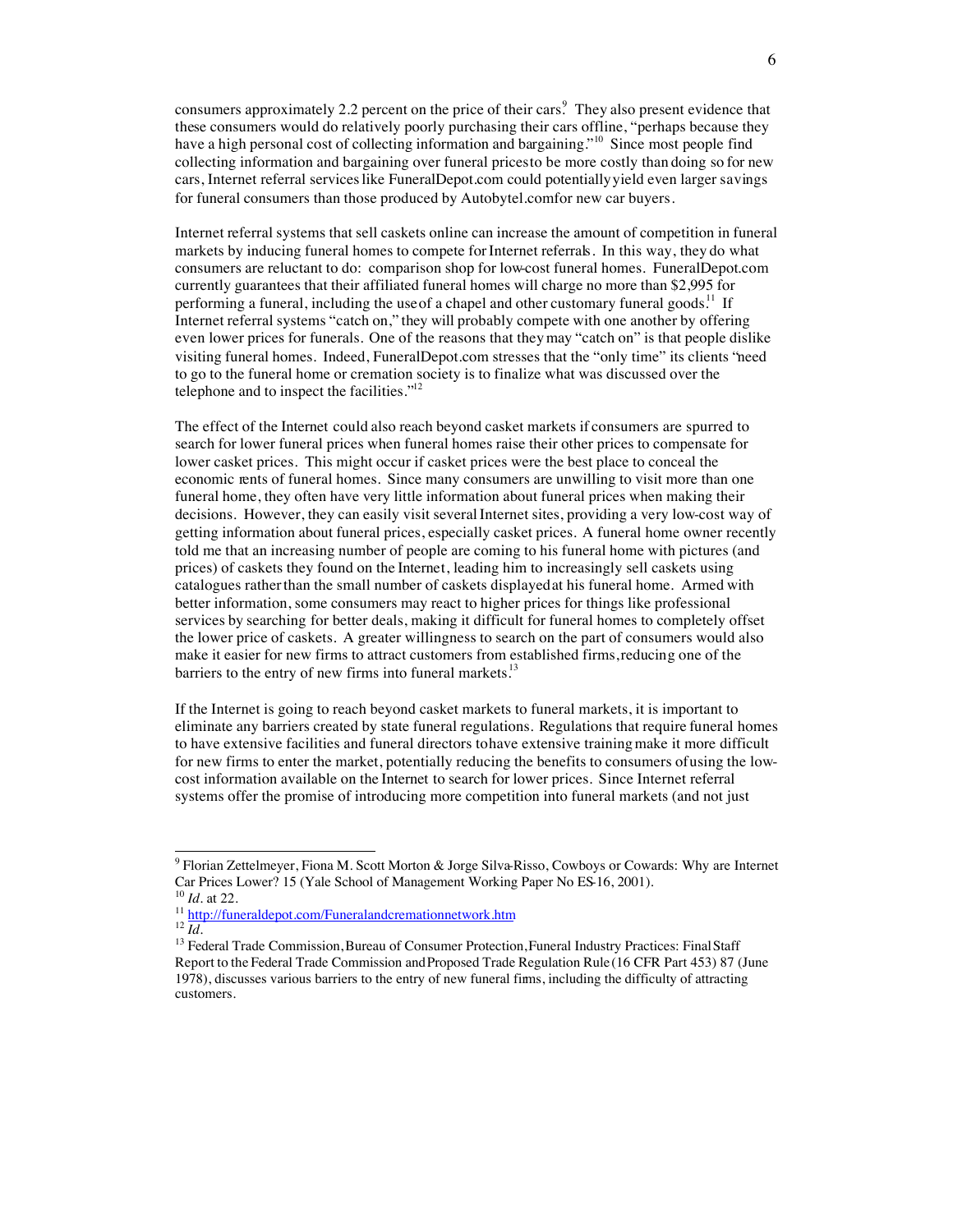consumers approximately 2.2 percent on the price of their cars.[9] They also present evidence that these consumers would do relatively poorly purchasing their cars offline, "perhaps because they have a high personal cost of collecting information and bargaining."[10] Since most people find collecting information and bargaining over funeral prices to be more costly than doing so for new cars, Internet referral services like FuneralDepot.com could potentially yield even larger savings for funeral consumers than those produced by Autobytel.com for new car buyers.

Internet referral systems that sell caskets online can increase the amount of competition in funeral markets by inducing funeral homes to compete for Internet referrals. In this way, they do what consumers are reluctant to do: comparison shop for low-cost funeral homes. FuneralDepot.com currently guarantees that their affiliated funeral homes will charge no more than $2,995 for performing a funeral, including the use of a chapel and other customary funeral goods.[11] If Internet referral systems "catch on," they will probably compete with one another by offering even lower prices for funerals. One of the reasons that they may "catch on" is that people dislike visiting funeral homes. Indeed, FuneralDepot.com stresses that the "only time" its clients "need to go to the funeral home or cremation society is to finalize what was discussed over the telephone and to inspect the facilities."[12]

The effect of the Internet could also reach beyond casket markets if consumers are spurred to search for lower funeral prices when funeral homes raise their other prices to compensate for lower casket prices. This might occur if casket prices were the best place to conceal the economic rents of funeral homes. Since many consumers are unwilling to visit more than one funeral home, they often have very little information about funeral prices when making their decisions. However, they can easily visit several Internet sites, providing a very low-cost way of getting information about funeral prices, especially casket prices. A funeral home owner recently told me that an increasing number of people are coming to his funeral home with pictures (and prices) of caskets they found on the Internet, leading him to increasingly sell caskets using catalogues rather than the small number of caskets displayed at his funeral home. Armed with better information, some consumers may react to higher prices for things like professional services by searching for better deals, making it difficult for funeral homes to completely offset the lower price of caskets. A greater willingness to search on the part of consumers would also make it easier for new firms to attract customers from established firms, reducing one of the barriers to the entry of new firms into funeral markets.[13]

If the Internet is going to reach beyond casket markets to funeral markets, it is important to eliminate any barriers created by state funeral regulations. Regulations that require funeral homes to have extensive facilities and funeral directors to have extensive training make it more difficult for new firms to enter the market, potentially reducing the benefits to consumers of using the low-cost information available on the Internet to search for lower prices. Since Internet referral systems offer the promise of introducing more competition into funeral markets (and not just

---

[9] Florian Zettelmeyer, Fiona M. Scott Morton & Jorge Silva-Risso, Cowboys or Cowards: Why are Internet Car Prices Lower? 15 (Yale School of Management Working Paper No ES-16, 2001).

[10] *Id*. at 22.

[11] http://funeraldepot.com/Funeralandcremationnetwork.htm

[12] *Id*.

[13] Federal Trade Commission, Bureau of Consumer Protection, Funeral Industry Practices: Final Staff Report to the Federal Trade Commission and Proposed Trade Regulation Rule (16 CFR Part 453) 87 (June 1978), discusses various barriers to the entry of new funeral fims, including the difficulty of attracting customers.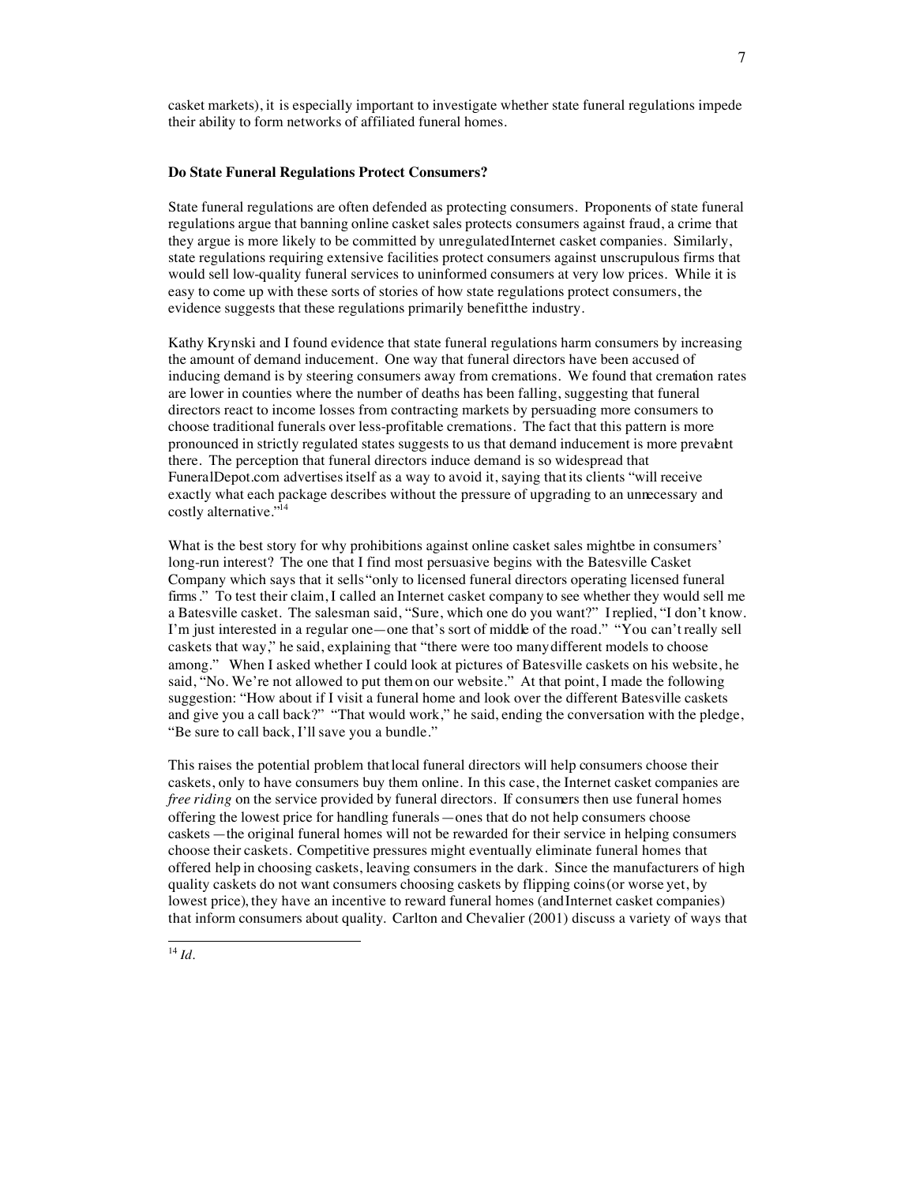casket markets), it is especially important to investigate whether state funeral regulations impede their ability to form networks of affiliated funeral homes.

**Do State Funeral Regulations Protect Consumers?**

State funeral regulations are often defended as protecting consumers. Proponents of state funeral regulations argue that banning online casket sales protects consumers against fraud, a crime that they argue is more likely to be committed by unregulated Internet casket companies. Similarly, state regulations requiring extensive facilities protect consumers against unscrupulous firms that would sell low-quality funeral services to uninformed consumers at very low prices. While it is easy to come up with these sorts of stories of how state regulations protect consumers, the evidence suggests that these regulations primarily benefit the industry.

Kathy Krynski and I found evidence that state funeral regulations harm consumers by increasing the amount of demand inducement. One way that funeral directors have been accused of inducing demand is by steering consumers away from cremations. We found that cremation rates are lower in counties where the number of deaths has been falling, suggesting that funeral directors react to income losses from contracting markets by persuading more consumers to choose traditional funerals over less-profitable cremations. The fact that this pattern is more pronounced in strictly regulated states suggests to us that demand inducement is more prevalent there. The perception that funeral directors induce demand is so widespread that FuneralDepot.com advertises itself as a way to avoid it, saying that its clients "will receive exactly what each package describes without the pressure of upgrading to an unnecessary and costly alternative."[14]

What is the best story for why prohibitions against online casket sales might be in consumers' long-run interest? The one that I find most persuasive begins with the Batesville Casket Company which says that it sells "only to licensed funeral directors operating licensed funeral firms." To test their claim, I called an Internet casket company to see whether they would sell me a Batesville casket. The salesman said, "Sure, which one do you want?" I replied, "I don't know. I'm just interested in a regular one—one that's sort of middle of the road." "You can't really sell caskets that way," he said, explaining that "there were too many different models to choose among." When I asked whether I could look at pictures of Batesville caskets on his website, he said, "No. We're not allowed to put them on our website." At that point, I made the following suggestion: "How about if I visit a funeral home and look over the different Batesville caskets and give you a call back?" "That would work," he said, ending the conversation with the pledge, "Be sure to call back, I'll save you a bundle."

This raises the potential problem that local funeral directors will help consumers choose their caskets, only to have consumers buy them online. In this case, the Internet casket companies are *free riding* on the service provided by funeral directors. If consumers then use funeral homes offering the lowest price for handling funerals—ones that do not help consumers choose caskets—the original funeral homes will not be rewarded for their service in helping consumers choose their caskets. Competitive pressures might eventually eliminate funeral homes that offered help in choosing caskets, leaving consumers in the dark. Since the manufacturers of high quality caskets do not want consumers choosing caskets by flipping coins (or worse yet, by lowest price), they have an incentive to reward funeral homes (and Internet casket companies) that inform consumers about quality. Carlton and Chevalier (2001) discuss a variety of ways that

[14] *Id.*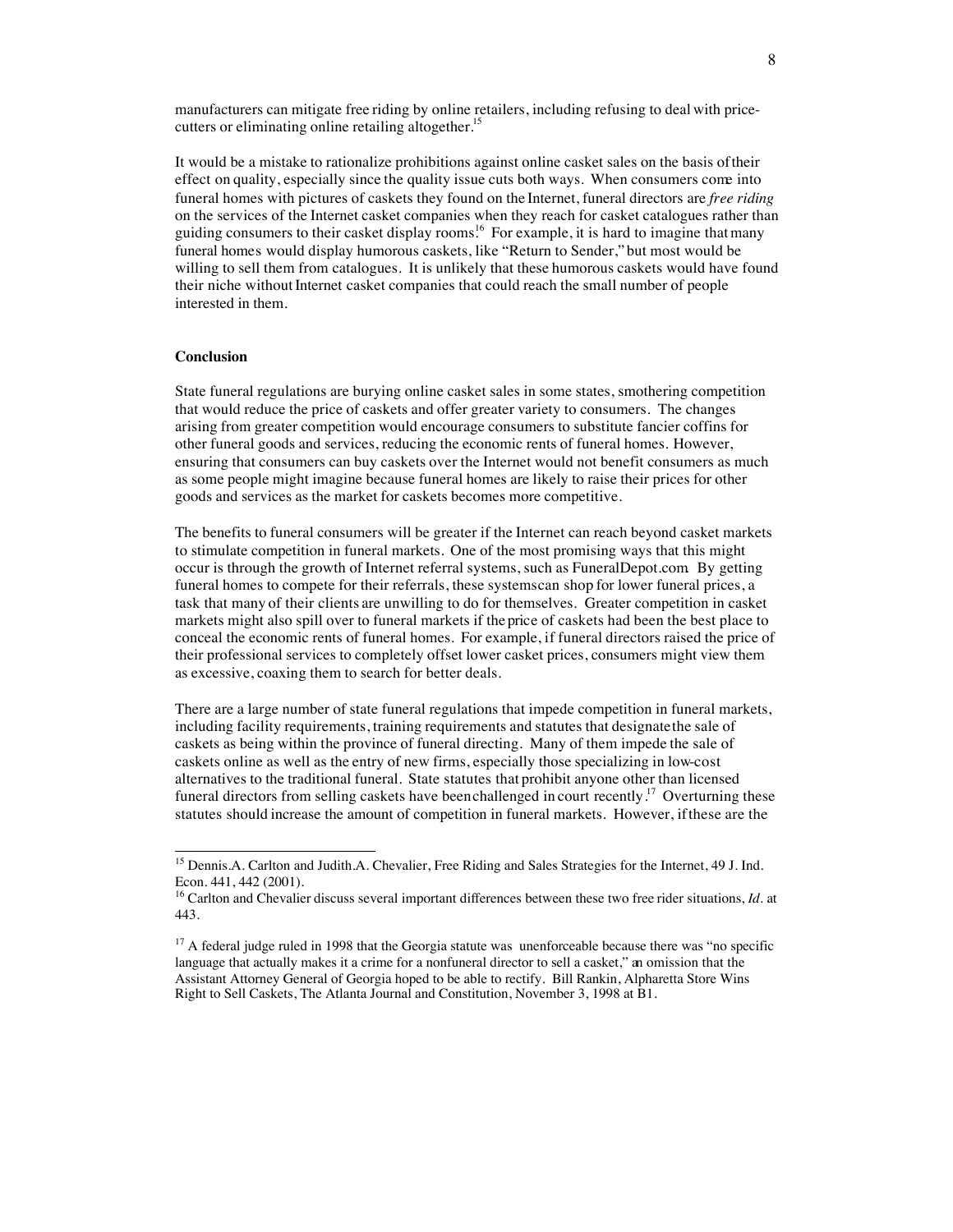manufacturers can mitigate free riding by online retailers, including refusing to deal with price-cutters or eliminating online retailing altogether.[15]

It would be a mistake to rationalize prohibitions against online casket sales on the basis of their effect on quality, especially since the quality issue cuts both ways. When consumers come into funeral homes with pictures of caskets they found on the Internet, funeral directors are *free riding* on the services of the Internet casket companies when they reach for casket catalogues rather than guiding consumers to their casket display rooms.[16] For example, it is hard to imagine that many funeral homes would display humorous caskets, like "Return to Sender," but most would be willing to sell them from catalogues. It is unlikely that these humorous caskets would have found their niche without Internet casket companies that could reach the small number of people interested in them.

**Conclusion**

State funeral regulations are burying online casket sales in some states, smothering competition that would reduce the price of caskets and offer greater variety to consumers. The changes arising from greater competition would encourage consumers to substitute fancier coffins for other funeral goods and services, reducing the economic rents of funeral homes. However, ensuring that consumers can buy caskets over the Internet would not benefit consumers as much as some people might imagine because funeral homes are likely to raise their prices for other goods and services as the market for caskets becomes more competitive.

The benefits to funeral consumers will be greater if the Internet can reach beyond casket markets to stimulate competition in funeral markets. One of the most promising ways that this might occur is through the growth of Internet referral systems, such as FuneralDepot.com. By getting funeral homes to compete for their referrals, these systems can shop for lower funeral prices, a task that many of their clients are unwilling to do for themselves. Greater competition in casket markets might also spill over to funeral markets if the price of caskets had been the best place to conceal the economic rents of funeral homes. For example, if funeral directors raised the price of their professional services to completely offset lower casket prices, consumers might view them as excessive, coaxing them to search for better deals.

There are a large number of state funeral regulations that impede competition in funeral markets, including facility requirements, training requirements and statutes that designate the sale of caskets as being within the province of funeral directing. Many of them impede the sale of caskets online as well as the entry of new firms, especially those specializing in low-cost alternatives to the traditional funeral. State statutes that prohibit anyone other than licensed funeral directors from selling caskets have been challenged in court recently.[17] Overturning these statutes should increase the amount of competition in funeral markets. However, if these are the

---

[15] Dennis.A. Carlton and Judith.A. Chevalier, Free Riding and Sales Strategies for the Internet, 49 J. Ind. Econ. 441, 442 (2001).

[16] Carlton and Chevalier discuss several important differences between these two free rider situations, *Id.* at 443.

[17] A federal judge ruled in 1998 that the Georgia statute was unenforceable because there was "no specific language that actually makes it a crime for a nonfuneral director to sell a casket," an omission that the Assistant Attorney General of Georgia hoped to be able to rectify. Bill Rankin, Alpharetta Store Wins Right to Sell Caskets, The Atlanta Journal and Constitution, November 3, 1998 at B1.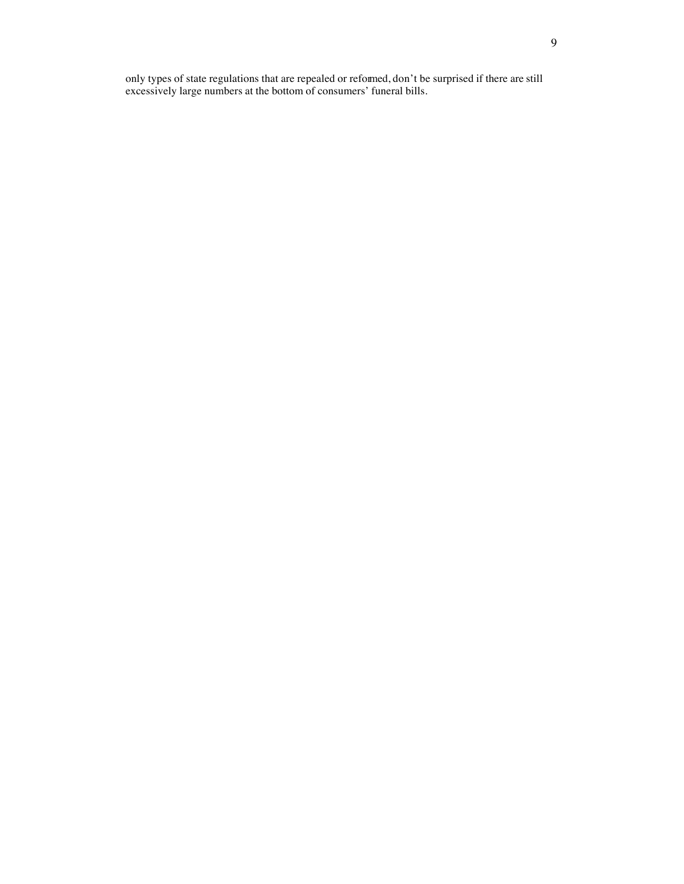only types of state regulations that are repealed or reformed, don't be surprised if there are still excessively large numbers at the bottom of consumers' funeral bills.